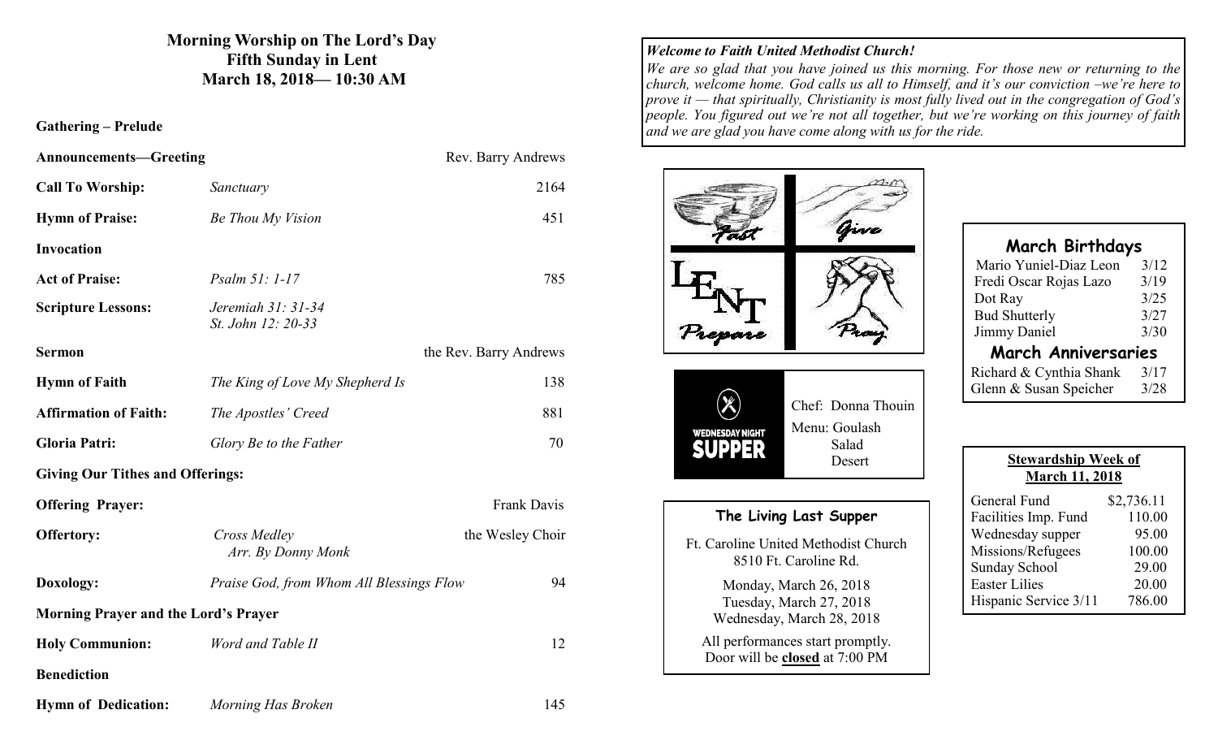# Morning Worship on The Lord's Day
## Fifth Sunday in Lent
## March 18, 2018— 10:30 AM

**Gathering – Prelude**

| | | |
|---|---|---|
| **Announcements—Greeting** | | Rev. Barry Andrews |
| **Call To Worship:** | *Sanctuary* | 2164 |
| **Hymn of Praise:** | *Be Thou My Vision* | 451 |
| **Invocation** | | |
| **Act of Praise:** | *Psalm 51: 1-17* | 785 |
| **Scripture Lessons:** | *Jeremiah 31: 31-34*<br>*St. John 12: 20-33* | |
| **Sermon** | | the Rev. Barry Andrews |
| **Hymn of Faith** | *The King of Love My Shepherd Is* | 138 |
| **Affirmation of Faith:** | *The Apostles' Creed* | 881 |
| **Gloria Patri:** | *Glory Be to the Father* | 70 |
| **Giving Our Tithes and Offerings:** | | |
| **Offering Prayer:** | | Frank Davis |
| **Offertory:** | *Cross Medley*<br>*Arr. By Donny Monk* | the Wesley Choir |
| **Doxology:** | *Praise God, from Whom All Blessings Flow* | 94 |
| **Morning Prayer and the Lord's Prayer** | | |
| **Holy Communion:** | *Word and Table II* | 12 |
| **Benediction** | | |
| **Hymn of Dedication:** | *Morning Has Broken* | 145 |

***Welcome to Faith United Methodist Church!***

*We are so glad that you have joined us this morning. For those new or returning to the church, welcome home. God calls us all to Himself, and it's our conviction –we're here to prove it — that spiritually, Christianity is most fully lived out in the congregation of God's people. You figured out we're not all together, but we're working on this journey of faith and we are glad you have come along with us for the ride.*

LENT — Fast, Give, Prepare, Pray

**WEDNESDAY NIGHT SUPPER**

Chef: Donna Thouin

Menu: Goulash
Salad
Desert

### The Living Last Supper

Ft. Caroline United Methodist Church
8510 Ft. Caroline Rd.

Monday, March 26, 2018
Tuesday, March 27, 2018
Wednesday, March 28, 2018

All performances start promptly.
Door will be **closed** at 7:00 PM

### March Birthdays

| | |
|---|---|
| Mario Yuniel-Diaz Leon | 3/12 |
| Fredi Oscar Rojas Lazo | 3/19 |
| Dot Ray | 3/25 |
| Bud Shutterly | 3/27 |
| Jimmy Daniel | 3/30 |

### March Anniversaries

| | |
|---|---|
| Richard & Cynthia Shank | 3/17 |
| Glenn & Susan Speicher | 3/28 |

### Stewardship Week of March 11, 2018

| | |
|---|---|
| General Fund | $2,736.11 |
| Facilities Imp. Fund | 110.00 |
| Wednesday supper | 95.00 |
| Missions/Refugees | 100.00 |
| Sunday School | 29.00 |
| Easter Lilies | 20.00 |
| Hispanic Service 3/11 | 786.00 |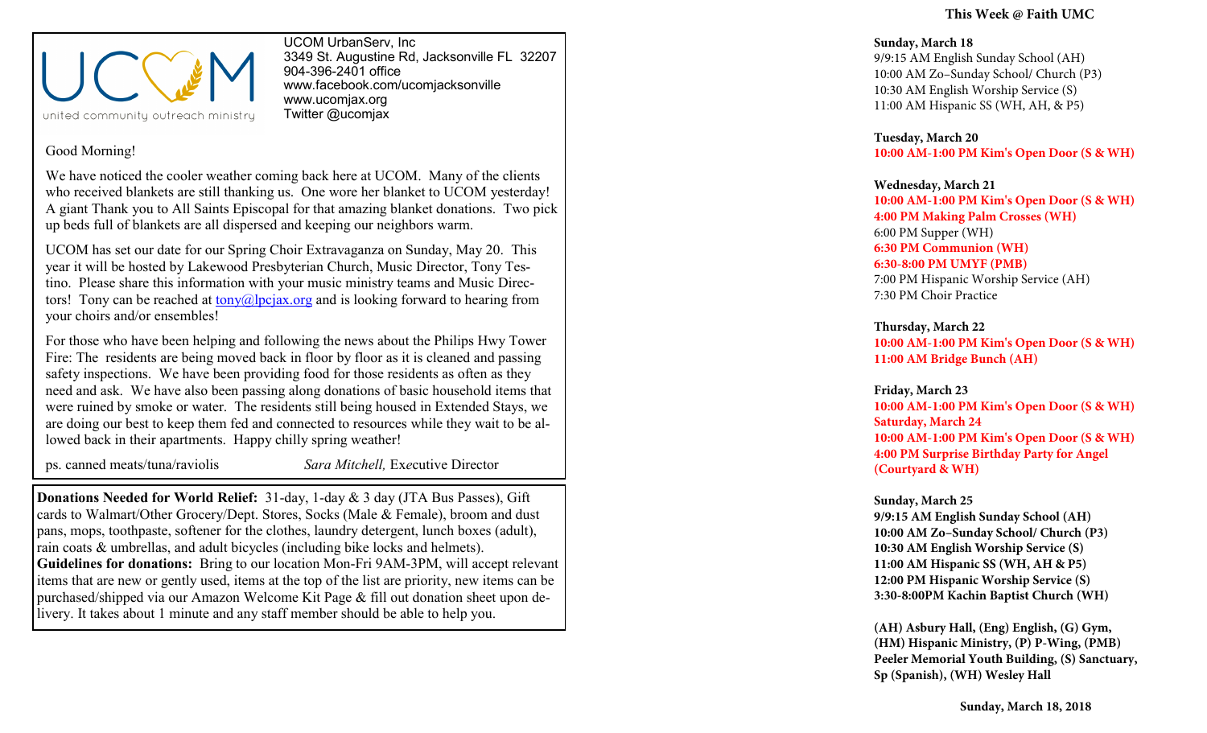united community outreach ministry

UCOM UrbanServ, Inc
3349 St. Augustine Rd, Jacksonville FL 32207
904-396-2401 office
www.facebook.com/ucomjacksonville
www.ucomjax.org
Twitter @ucomjax

Good Morning!

We have noticed the cooler weather coming back here at UCOM. Many of the clients who received blankets are still thanking us. One wore her blanket to UCOM yesterday! A giant Thank you to All Saints Episcopal for that amazing blanket donations. Two pick up beds full of blankets are all dispersed and keeping our neighbors warm.

UCOM has set our date for our Spring Choir Extravaganza on Sunday, May 20. This year it will be hosted by Lakewood Presbyterian Church, Music Director, Tony Testino. Please share this information with your music ministry teams and Music Directors! Tony can be reached at tony@lpcjax.org and is looking forward to hearing from your choirs and/or ensembles!

For those who have been helping and following the news about the Philips Hwy Tower Fire: The residents are being moved back in floor by floor as it is cleaned and passing safety inspections. We have been providing food for those residents as often as they need and ask. We have also been passing along donations of basic household items that were ruined by smoke or water. The residents still being housed in Extended Stays, we are doing our best to keep them fed and connected to resources while they wait to be allowed back in their apartments. Happy chilly spring weather!

ps. canned meats/tuna/raviolis

*Sara Mitchell,* Executive Director

**Donations Needed for World Relief:** 31-day, 1-day & 3 day (JTA Bus Passes), Gift cards to Walmart/Other Grocery/Dept. Stores, Socks (Male & Female), broom and dust pans, mops, toothpaste, softener for the clothes, laundry detergent, lunch boxes (adult), rain coats & umbrellas, and adult bicycles (including bike locks and helmets).
**Guidelines for donations:** Bring to our location Mon-Fri 9AM-3PM, will accept relevant items that are new or gently used, items at the top of the list are priority, new items can be purchased/shipped via our Amazon Welcome Kit Page & fill out donation sheet upon delivery. It takes about 1 minute and any staff member should be able to help you.

## This Week @ Faith UMC

**Sunday, March 18**
9/9:15 AM English Sunday School (AH)
10:00 AM Zo–Sunday School/ Church (P3)
10:30 AM English Worship Service (S)
11:00 AM Hispanic SS (WH, AH, & P5)

**Tuesday, March 20**
**10:00 AM-1:00 PM Kim's Open Door (S & WH)**

**Wednesday, March 21**
**10:00 AM-1:00 PM Kim's Open Door (S & WH)**
**4:00 PM Making Palm Crosses (WH)**
6:00 PM Supper (WH)
**6:30 PM Communion (WH)**
**6:30-8:00 PM UMYF (PMB)**
7:00 PM Hispanic Worship Service (AH)
7:30 PM Choir Practice

**Thursday, March 22**
**10:00 AM-1:00 PM Kim's Open Door (S & WH)**
**11:00 AM Bridge Bunch (AH)**

**Friday, March 23**
**10:00 AM-1:00 PM Kim's Open Door (S & WH)**
**Saturday, March 24**
**10:00 AM-1:00 PM Kim's Open Door (S & WH)**
**4:00 PM Surprise Birthday Party for Angel (Courtyard & WH)**

**Sunday, March 25**
**9/9:15 AM English Sunday School (AH)**
**10:00 AM Zo–Sunday School/ Church (P3)**
**10:30 AM English Worship Service (S)**
**11:00 AM Hispanic SS (WH, AH & P5)**
**12:00 PM Hispanic Worship Service (S)**
**3:30-8:00PM Kachin Baptist Church (WH)**

**(AH) Asbury Hall, (Eng) English, (G) Gym, (HM) Hispanic Ministry, (P) P-Wing, (PMB) Peeler Memorial Youth Building, (S) Sanctuary, Sp (Spanish), (WH) Wesley Hall**

**Sunday, March 18, 2018**